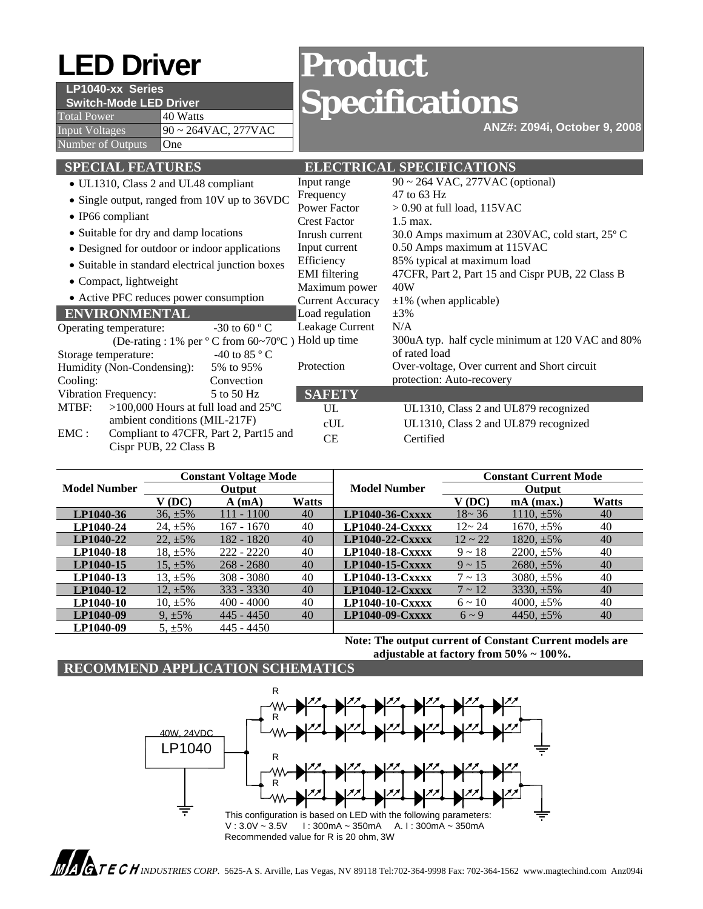# LED Driver

**LP1040-xx Series**
**Switch-Mode LED Driver**

| | |
|---|---|
| Total Power | 40 Watts |
| Input Voltages | 90 ~ 264VAC, 277VAC |
| Number of Outputs | One |

# Product Specifications

**ANZ#: Z094i, October 9, 2008**

## SPECIAL FEATURES

- UL1310, Class 2 and UL48 compliant
- Single output, ranged from 10V up to 36VDC
- IP66 compliant
- Suitable for dry and damp locations
- Designed for outdoor or indoor applications
- Suitable in standard electrical junction boxes
- Compact, lightweight
- Active PFC reduces power consumption

## ENVIRONMENTAL

| | |
|---|---|
| Operating temperature: | -30 to 60 º C |
| (De-rating : 1% per º C from 60~70ºC ) | |
| Storage temperature: | -40 to 85 º C |
| Humidity (Non-Condensing): | 5% to 95% |
| Cooling: | Convection |
| Vibration Frequency: | 5 to 50 Hz |
| MTBF: | >100,000 Hours at full load and 25ºC ambient conditions (MIL-217F) |
| EMC : | Compliant to 47CFR, Part 2, Part15 and Cispr PUB, 22 Class B |

## ELECTRICAL SPECIFICATIONS

| | |
|---|---|
| Input range | 90 ~ 264 VAC, 277VAC (optional) |
| Frequency | 47 to 63 Hz |
| Power Factor | > 0.90 at full load, 115VAC |
| Crest Factor | 1.5 max. |
| Inrush current | 30.0 Amps maximum at 230VAC, cold start, 25º C |
| Input current | 0.50 Amps maximum at 115VAC |
| Efficiency | 85% typical at maximum load |
| EMI filtering | 47CFR, Part 2, Part 15 and Cispr PUB, 22 Class B |
| Maximum power | 40W |
| Current Accuracy | ±1% (when applicable) |
| Load regulation | ±3% |
| Leakage Current | N/A |
| Hold up time | 300uA typ. half cycle minimum at 120 VAC and 80% of rated load |
| Protection | Over-voltage, Over current and Short circuit protection: Auto-recovery |

## SAFETY

| | |
|---|---|
| UL | UL1310, Class 2 and UL879 recognized |
| cUL | UL1310, Class 2 and UL879 recognized |
| CE | Certified |

| Model Number | Constant Voltage Mode Output | | | Model Number | Constant Current Mode Output | | |
|---|---|---|---|---|---|---|---|
| | V (DC) | A (mA) | Watts | | V (DC) | mA (max.) | Watts |
| **LP1040-36** | 36, ±5% | 111 - 1100 | 40 | **LP1040-36-Cxxxx** | 18~ 36 | 1110, ±5% | 40 |
| **LP1040-24** | 24, ±5% | 167 - 1670 | 40 | **LP1040-24-Cxxxx** | 12~ 24 | 1670, ±5% | 40 |
| **LP1040-22** | 22, ±5% | 182 - 1820 | 40 | **LP1040-22-Cxxxx** | 12 ~ 22 | 1820, ±5% | 40 |
| **LP1040-18** | 18, ±5% | 222 - 2220 | 40 | **LP1040-18-Cxxxx** | 9 ~ 18 | 2200, ±5% | 40 |
| **LP1040-15** | 15, ±5% | 268 - 2680 | 40 | **LP1040-15-Cxxxx** | 9 ~ 15 | 2680, ±5% | 40 |
| **LP1040-13** | 13, ±5% | 308 - 3080 | 40 | **LP1040-13-Cxxxx** | 7 ~ 13 | 3080, ±5% | 40 |
| **LP1040-12** | 12, ±5% | 333 - 3330 | 40 | **LP1040-12-Cxxxx** | 7 ~ 12 | 3330, ±5% | 40 |
| **LP1040-10** | 10, ±5% | 400 - 4000 | 40 | **LP1040-10-Cxxxx** | 6 ~ 10 | 4000, ±5% | 40 |
| **LP1040-09** | 9, ±5% | 445 - 4450 | 40 | **LP1040-09-Cxxxx** | 6 ~ 9 | 4450, ±5% | 40 |
| **LP1040-09** | 5, ±5% | 445 - 4450 | | | | | |

**Note: The output current of Constant Current models are adjustable at factory from 50% ~ 100%.**

## RECOMMEND APPLICATION SCHEMATICS

40W, 24VDC
LP1040

This configuration is based on LED with the following parameters:
V : 3.0V ~ 3.5V I : 300mA ~ 350mA A. I : 300mA ~ 350mA
Recommended value for R is 20 ohm, 3W

MAGTECH INDUSTRIES CORP. 5625-A S. Arville, Las Vegas, NV 89118 Tel:702-364-9998 Fax: 702-364-1562 www.magtechind.com Anz094i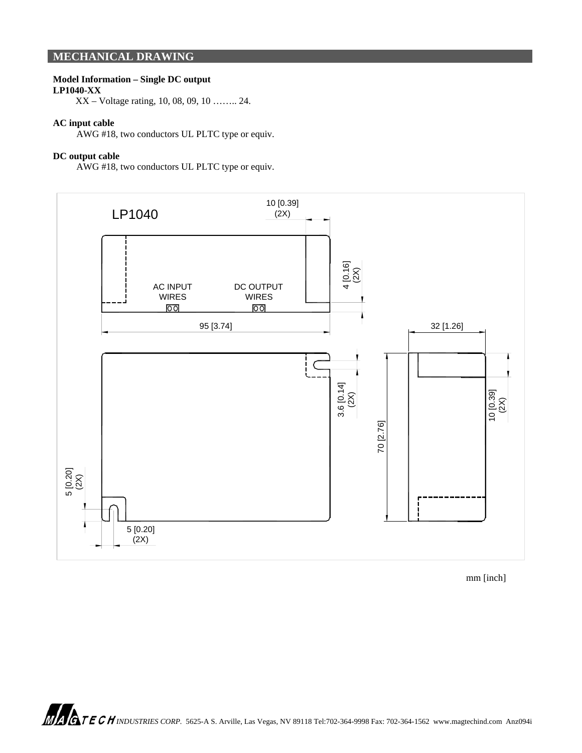## MECHANICAL DRAWING

**Model Information – Single DC output**
**LP1040-XX**

XX – Voltage rating, 10, 08, 09, 10 …….. 24.

**AC input cable**

AWG #18, two conductors UL PLTC type or equiv.

**DC output cable**

AWG #18, two conductors UL PLTC type or equiv.

LP1040

10 [0.39] (2X)

4 [0.16] (2X)

AC INPUT WIRES

DC OUTPUT WIRES

95 [3.74]

32 [1.26]

3.6 [0.14] (2X)

70 [2.76]

10 [0.39] (2X)

5 [0.20] (2X)

5 [0.20] (2X)

mm [inch]